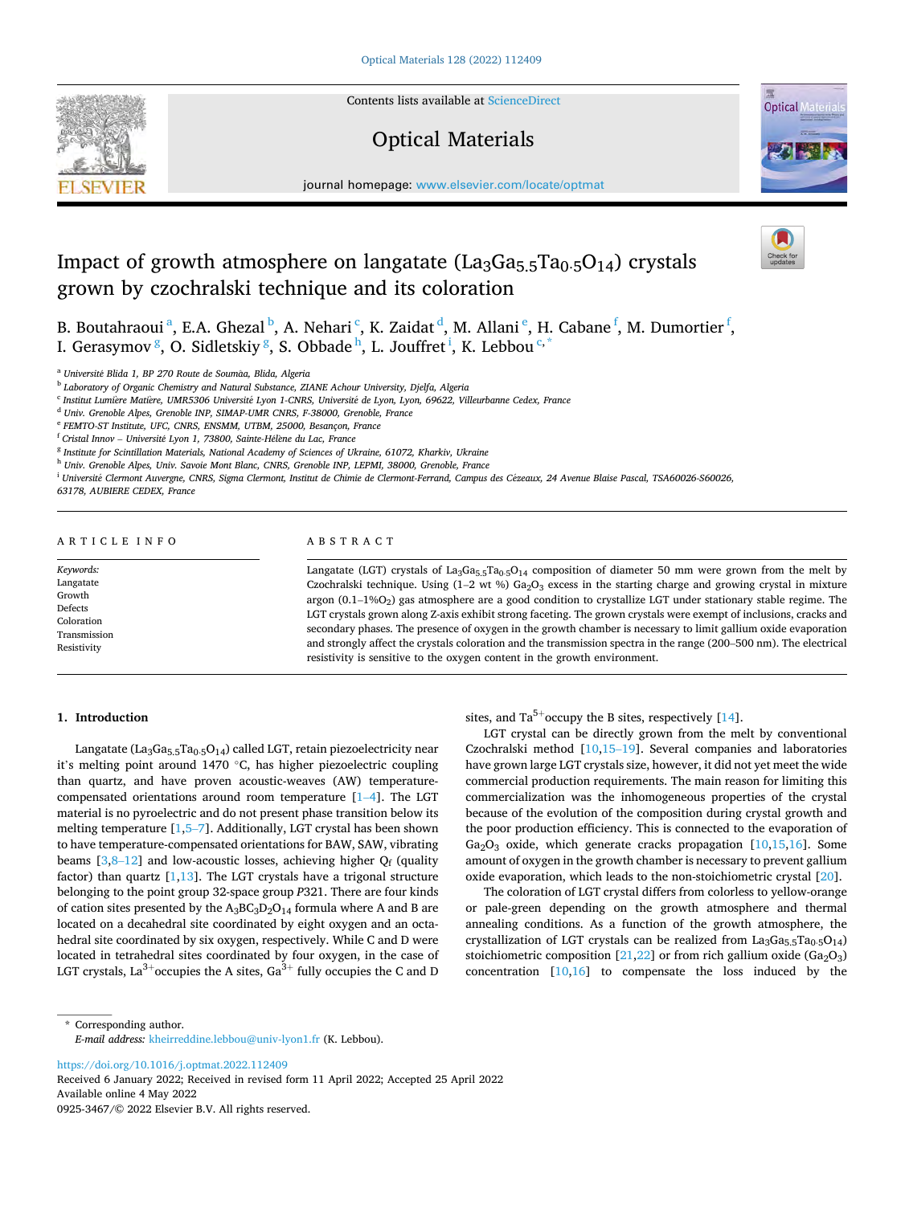# Impact of growth atmosphere on langatate ($La_3Ga_{5.5}Ta_{0.5}O_{14}$) crystals grown by czochralski technique and its coloration

B. Boutahraoui [a], E.A. Ghezal [b], A. Nehari [c], K. Zaidat [d], M. Allani [e], H. Cabane [f], M. Dumortier [f], I. Gerasymov [g], O. Sidletskiy [g], S. Obbade [h], L. Jouffret [i], K. Lebbou [c,*]

[a] Université Blida 1, BP 270 Route de Soumâa, Blida, Algeria
[b] Laboratory of Organic Chemistry and Natural Substance, ZIANE Achour University, Djelfa, Algeria
[c] Institut Lumière Matière, UMR5306 Université Lyon 1-CNRS, Université de Lyon, Lyon, 69622, Villeurbanne Cedex, France
[d] Univ. Grenoble Alpes, Grenoble INP, SIMAP-UMR CNRS, F-38000, Grenoble, France
[e] FEMTO-ST Institute, UFC, CNRS, ENSMM, UTBM, 25000, Besançon, France
[f] Cristal Innov – Université Lyon 1, 73800, Sainte-Hélène du Lac, France
[g] Institute for Scintillation Materials, National Academy of Sciences of Ukraine, 61072, Kharkiv, Ukraine
[h] Univ. Grenoble Alpes, Univ. Savoie Mont Blanc, CNRS, Grenoble INP, LEPMI, 38000, Grenoble, France
[i] Université Clermont Auvergne, CNRS, Sigma Clermont, Institut de Chimie de Clermont-Ferrand, Campus des Cézeaux, 24 Avenue Blaise Pascal, TSA60026-S60026, 63178, AUBIERE CEDEX, France

## ARTICLE INFO

*Keywords:*
Langatate
Growth
Defects
Coloration
Transmission
Resistivity

## ABSTRACT

Langatate (LGT) crystals of $La_3Ga_{5.5}Ta_{0.5}O_{14}$ composition of diameter 50 mm were grown from the melt by Czochralski technique. Using (1–2 wt %) $Ga_2O_3$ excess in the starting charge and growing crystal in mixture argon (0.1–1%$O_2$) gas atmosphere are a good condition to crystallize LGT under stationary stable regime. The LGT crystals grown along Z-axis exhibit strong faceting. The grown crystals were exempt of inclusions, cracks and secondary phases. The presence of oxygen in the growth chamber is necessary to limit gallium oxide evaporation and strongly affect the crystals coloration and the transmission spectra in the range (200–500 nm). The electrical resistivity is sensitive to the oxygen content in the growth environment.

## 1. Introduction

Langatate ($La_3Ga_{5.5}Ta_{0.5}O_{14}$) called LGT, retain piezoelectricity near it's melting point around 1470 °C, has higher piezoelectric coupling than quartz, and have proven acoustic-weaves (AW) temperature-compensated orientations around room temperature [1–4]. The LGT material is no pyroelectric and do not present phase transition below its melting temperature [1,5–7]. Additionally, LGT crystal has been shown to have temperature-compensated orientations for BAW, SAW, vibrating beams [3,8–12] and low-acoustic losses, achieving higher $Q_f$ (quality factor) than quartz [1,13]. The LGT crystals have a trigonal structure belonging to the point group 32-space group *P*321. There are four kinds of cation sites presented by the $A_3BC_3D_2O_{14}$ formula where A and B are located on a decahedral site coordinated by eight oxygen and an octahedral site coordinated by six oxygen, respectively. While C and D were located in tetrahedral sites coordinated by four oxygen, in the case of LGT crystals, $La^{3+}$occupies the A sites, $Ga^{3+}$ fully occupies the C and D sites, and $Ta^{5+}$occupy the B sites, respectively [14].

LGT crystal can be directly grown from the melt by conventional Czochralski method [10,15–19]. Several companies and laboratories have grown large LGT crystals size, however, it did not yet meet the wide commercial production requirements. The main reason for limiting this commercialization was the inhomogeneous properties of the crystal because of the evolution of the composition during crystal growth and the poor production efficiency. This is connected to the evaporation of $Ga_2O_3$ oxide, which generate cracks propagation [10,15,16]. Some amount of oxygen in the growth chamber is necessary to prevent gallium oxide evaporation, which leads to the non-stoichiometric crystal [20].

The coloration of LGT crystal differs from colorless to yellow-orange or pale-green depending on the growth atmosphere and thermal annealing conditions. As a function of the growth atmosphere, the crystallization of LGT crystals can be realized from $La_3Ga_{5.5}Ta_{0.5}O_{14}$) stoichiometric composition [21,22] or from rich gallium oxide ($Ga_2O_3$) concentration [10,16] to compensate the loss induced by the

\* Corresponding author.
*E-mail address:* kheirreddine.lebbou@univ-lyon1.fr (K. Lebbou).

https://doi.org/10.1016/j.optmat.2022.112409
Received 6 January 2022; Received in revised form 11 April 2022; Accepted 25 April 2022
Available online 4 May 2022
0925-3467/© 2022 Elsevier B.V. All rights reserved.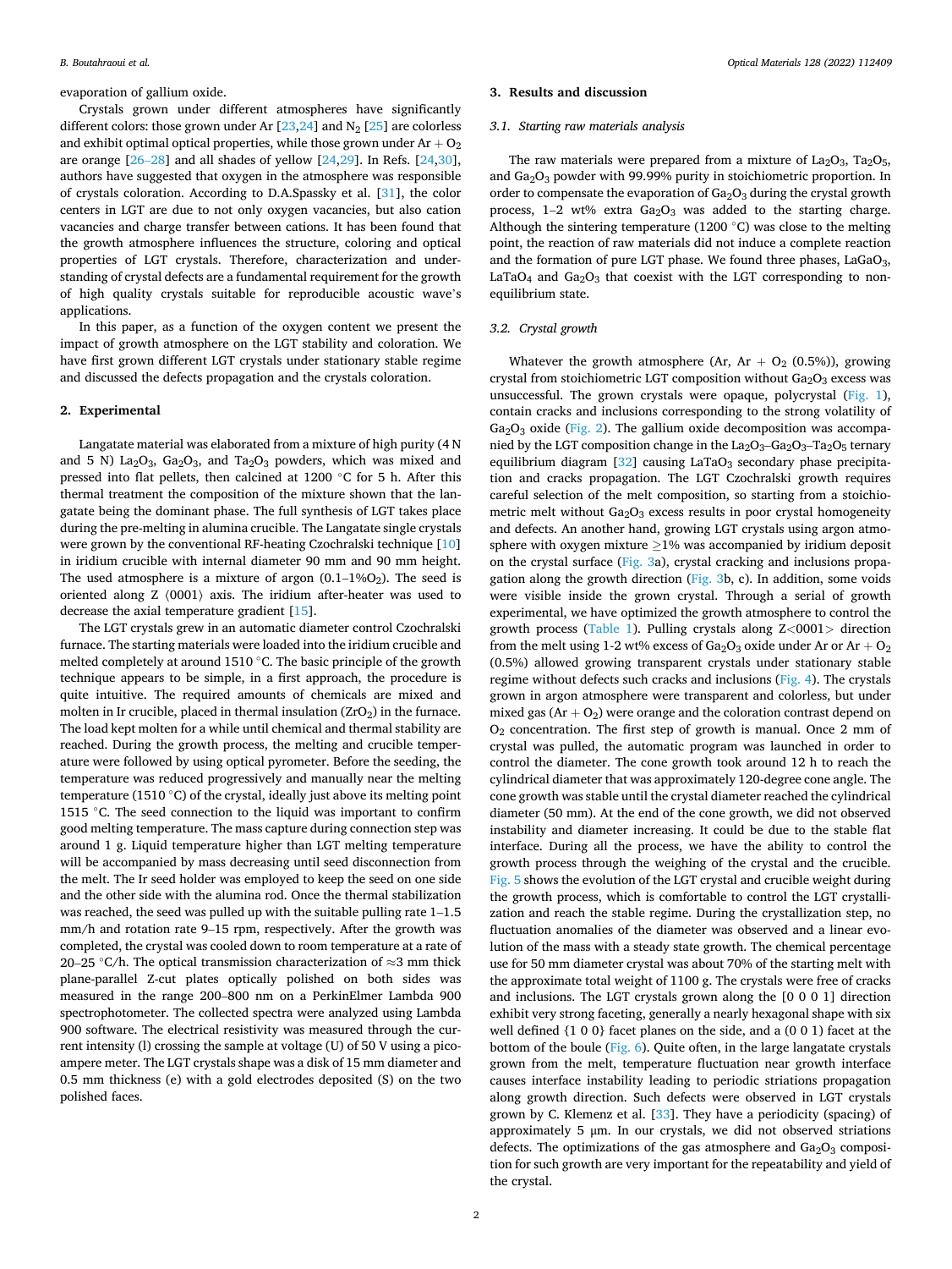evaporation of gallium oxide.

Crystals grown under different atmospheres have significantly different colors: those grown under Ar [23,24] and $N_2$ [25] are colorless and exhibit optimal optical properties, while those grown under Ar + $O_2$ are orange [26–28] and all shades of yellow [24,29]. In Refs. [24,30], authors have suggested that oxygen in the atmosphere was responsible of crystals coloration. According to D.A.Spassky et al. [31], the color centers in LGT are due to not only oxygen vacancies, but also cation vacancies and charge transfer between cations. It has been found that the growth atmosphere influences the structure, coloring and optical properties of LGT crystals. Therefore, characterization and understanding of crystal defects are a fundamental requirement for the growth of high quality crystals suitable for reproducible acoustic wave's applications.

In this paper, as a function of the oxygen content we present the impact of growth atmosphere on the LGT stability and coloration. We have first grown different LGT crystals under stationary stable regime and discussed the defects propagation and the crystals coloration.

## 2. Experimental

Langatate material was elaborated from a mixture of high purity (4 N and 5 N) $La_2O_3$, $Ga_2O_3$, and $Ta_2O_3$ powders, which was mixed and pressed into flat pellets, then calcined at 1200 °C for 5 h. After this thermal treatment the composition of the mixture shown that the langatate being the dominant phase. The full synthesis of LGT takes place during the pre-melting in alumina crucible. The Langatate single crystals were grown by the conventional RF-heating Czochralski technique [10] in iridium crucible with internal diameter 90 mm and 90 mm height. The used atmosphere is a mixture of argon (0.1–1%$O_2$). The seed is oriented along Z ⟨0001⟩ axis. The iridium after-heater was used to decrease the axial temperature gradient [15].

The LGT crystals grew in an automatic diameter control Czochralski furnace. The starting materials were loaded into the iridium crucible and melted completely at around 1510 °C. The basic principle of the growth technique appears to be simple, in a first approach, the procedure is quite intuitive. The required amounts of chemicals are mixed and molten in Ir crucible, placed in thermal insulation ($ZrO_2$) in the furnace. The load kept molten for a while until chemical and thermal stability are reached. During the growth process, the melting and crucible temperature were followed by using optical pyrometer. Before the seeding, the temperature was reduced progressively and manually near the melting temperature (1510 °C) of the crystal, ideally just above its melting point 1515 °C. The seed connection to the liquid was important to confirm good melting temperature. The mass capture during connection step was around 1 g. Liquid temperature higher than LGT melting temperature will be accompanied by mass decreasing until seed disconnection from the melt. The Ir seed holder was employed to keep the seed on one side and the other side with the alumina rod. Once the thermal stabilization was reached, the seed was pulled up with the suitable pulling rate 1–1.5 mm/h and rotation rate 9–15 rpm, respectively. After the growth was completed, the crystal was cooled down to room temperature at a rate of 20–25 °C/h. The optical transmission characterization of ≈3 mm thick plane-parallel Z-cut plates optically polished on both sides was measured in the range 200–800 nm on a PerkinElmer Lambda 900 spectrophotometer. The collected spectra were analyzed using Lambda 900 software. The electrical resistivity was measured through the current intensity (I) crossing the sample at voltage (U) of 50 V using a picoampere meter. The LGT crystals shape was a disk of 15 mm diameter and 0.5 mm thickness (e) with a gold electrodes deposited (S) on the two polished faces.

## 3. Results and discussion

### 3.1. Starting raw materials analysis

The raw materials were prepared from a mixture of $La_2O_3$, $Ta_2O_5$, and $Ga_2O_3$ powder with 99.99% purity in stoichiometric proportion. In order to compensate the evaporation of $Ga_2O_3$ during the crystal growth process, 1–2 wt% extra $Ga_2O_3$ was added to the starting charge. Although the sintering temperature (1200 °C) was close to the melting point, the reaction of raw materials did not induce a complete reaction and the formation of pure LGT phase. We found three phases, $LaGaO_3$, $LaTaO_4$ and $Ga_2O_3$ that coexist with the LGT corresponding to non-equilibrium state.

### 3.2. Crystal growth

Whatever the growth atmosphere (Ar, Ar + $O_2$ (0.5%)), growing crystal from stoichiometric LGT composition without $Ga_2O_3$ excess was unsuccessful. The grown crystals were opaque, polycrystal (Fig. 1), contain cracks and inclusions corresponding to the strong volatility of $Ga_2O_3$ oxide (Fig. 2). The gallium oxide decomposition was accompanied by the LGT composition change in the $La_2O_3$–$Ga_2O_3$–$Ta_2O_5$ ternary equilibrium diagram [32] causing $LaTaO_3$ secondary phase precipitation and cracks propagation. The LGT Czochralski growth requires careful selection of the melt composition, so starting from a stoichiometric melt without $Ga_2O_3$ excess results in poor crystal homogeneity and defects. An another hand, growing LGT crystals using argon atmosphere with oxygen mixture ≥1% was accompanied by iridium deposit on the crystal surface (Fig. 3a), crystal cracking and inclusions propagation along the growth direction (Fig. 3b, c). In addition, some voids were visible inside the grown crystal. Through a serial of growth experimental, we have optimized the growth atmosphere to control the growth process (Table 1). Pulling crystals along Z<0001> direction from the melt using 1-2 wt% excess of $Ga_2O_3$ oxide under Ar or Ar + $O_2$ (0.5%) allowed growing transparent crystals under stationary stable regime without defects such cracks and inclusions (Fig. 4). The crystals grown in argon atmosphere were transparent and colorless, but under mixed gas (Ar + $O_2$) were orange and the coloration contrast depend on $O_2$ concentration. The first step of growth is manual. Once 2 mm of crystal was pulled, the automatic program was launched in order to control the diameter. The cone growth took around 12 h to reach the cylindrical diameter that was approximately 120-degree cone angle. The cone growth was stable until the crystal diameter reached the cylindrical diameter (50 mm). At the end of the cone growth, we did not observed instability and diameter increasing. It could be due to the stable flat interface. During all the process, we have the ability to control the growth process through the weighing of the crystal and the crucible. Fig. 5 shows the evolution of the LGT crystal and crucible weight during the growth process, which is comfortable to control the LGT crystallization and reach the stable regime. During the crystallization step, no fluctuation anomalies of the diameter was observed and a linear evolution of the mass with a steady state growth. The chemical percentage use for 50 mm diameter crystal was about 70% of the starting melt with the approximate total weight of 1100 g. The crystals were free of cracks and inclusions. The LGT crystals grown along the [0 0 0 1] direction exhibit very strong faceting, generally a nearly hexagonal shape with six well defined {1 0 0} facet planes on the side, and a (0 0 1) facet at the bottom of the boule (Fig. 6). Quite often, in the large langatate crystals grown from the melt, temperature fluctuation near growth interface causes interface instability leading to periodic striations propagation along growth direction. Such defects were observed in LGT crystals grown by C. Klemenz et al. [33]. They have a periodicity (spacing) of approximately 5 μm. In our crystals, we did not observed striations defects. The optimizations of the gas atmosphere and $Ga_2O_3$ composition for such growth are very important for the repeatability and yield of the crystal.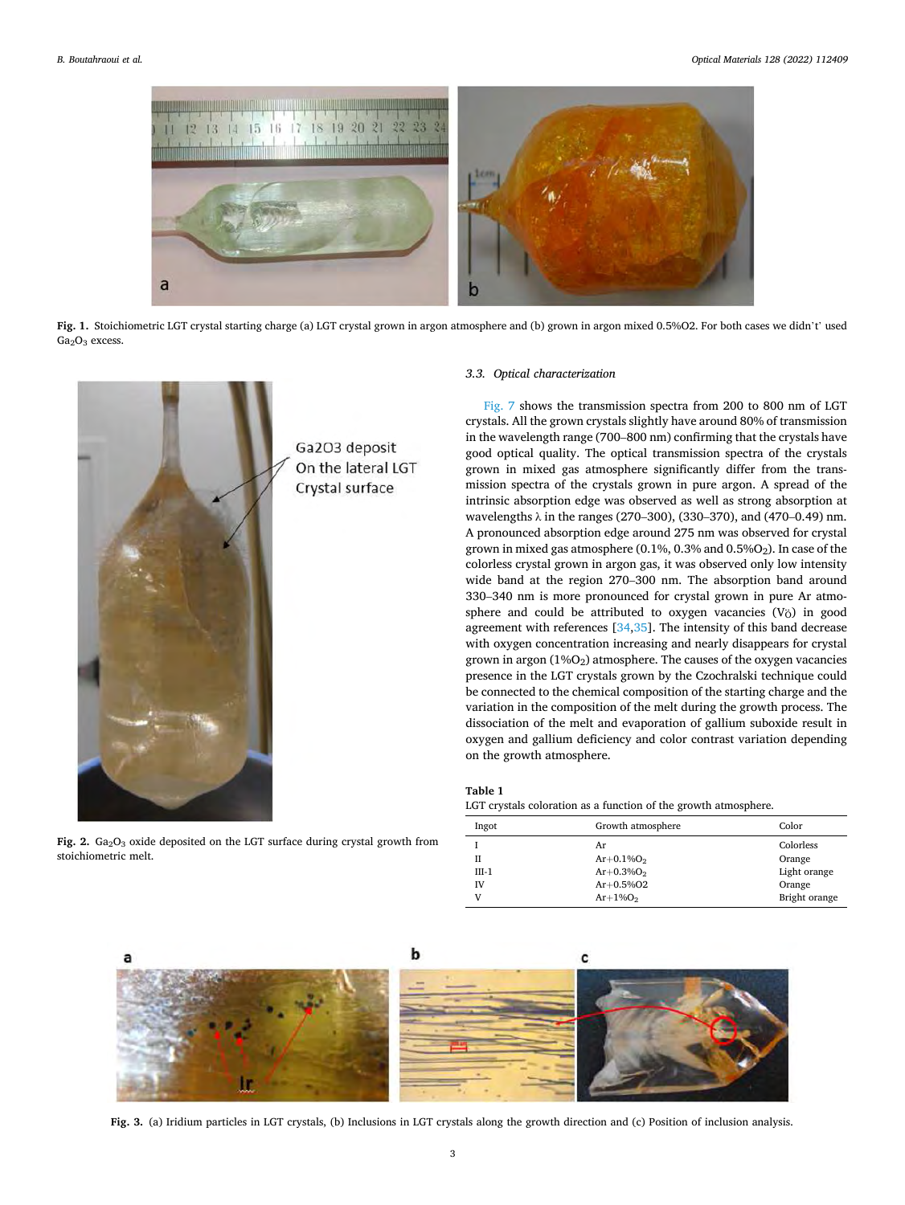**Fig. 1.** Stoichiometric LGT crystal starting charge (a) LGT crystal grown in argon atmosphere and (b) grown in argon mixed 0.5%O2. For both cases we didn't' used $Ga_2O_3$ excess.

**Fig. 2.** $Ga_2O_3$ oxide deposited on the LGT surface during crystal growth from stoichiometric melt.

### 3.3. Optical characterization

Fig. 7 shows the transmission spectra from 200 to 800 nm of LGT crystals. All the grown crystals slightly have around 80% of transmission in the wavelength range (700–800 nm) confirming that the crystals have good optical quality. The optical transmission spectra of the crystals grown in mixed gas atmosphere significantly differ from the transmission spectra of the crystals grown in pure argon. A spread of the intrinsic absorption edge was observed as well as strong absorption at wavelengths λ in the ranges (270–300), (330–370), and (470–0.49) nm. A pronounced absorption edge around 275 nm was observed for crystal grown in mixed gas atmosphere (0.1%, 0.3% and 0.5%$O_2$). In case of the colorless crystal grown in argon gas, it was observed only low intensity wide band at the region 270–300 nm. The absorption band around 330–340 nm is more pronounced for crystal grown in pure Ar atmosphere and could be attributed to oxygen vacancies ($V_{\ddot{O}}$) in good agreement with references [34,35]. The intensity of this band decrease with oxygen concentration increasing and nearly disappears for crystal grown in argon (1%$O_2$) atmosphere. The causes of the oxygen vacancies presence in the LGT crystals grown by the Czochralski technique could be connected to the chemical composition of the starting charge and the variation in the composition of the melt during the growth process. The dissociation of the melt and evaporation of gallium suboxide result in oxygen and gallium deficiency and color contrast variation depending on the growth atmosphere.

**Table 1**
LGT crystals coloration as a function of the growth atmosphere.

| Ingot | Growth atmosphere | Color |
|---|---|---|
| I | Ar | Colorless |
| II | Ar+0.1%$O_2$ | Orange |
| III-1 | Ar+0.3%$O_2$ | Light orange |
| IV | Ar+0.5%O2 | Orange |
| V | Ar+1%$O_2$ | Bright orange |

**Fig. 3.** (a) Iridium particles in LGT crystals, (b) Inclusions in LGT crystals along the growth direction and (c) Position of inclusion analysis.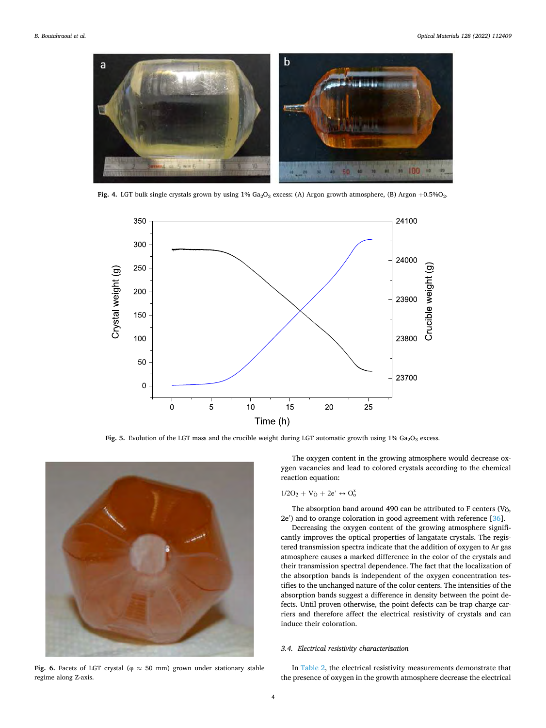Fig. 4. LGT bulk single crystals grown by using 1% $Ga_2O_3$ excess: (A) Argon growth atmosphere, (B) Argon +0.5%$O_2$.

Fig. 5. Evolution of the LGT mass and the crucible weight during LGT automatic growth using 1% $Ga_2O_3$ excess.

Fig. 6. Facets of LGT crystal (φ ≈ 50 mm) grown under stationary stable regime along Z-axis.

The oxygen content in the growing atmosphere would decrease oxygen vacancies and lead to colored crystals according to the chemical reaction equation:

$$1/2O_2 + V_{\ddot{O}} + 2e' \leftrightarrow O_o^x$$

The absorption band around 490 can be attributed to F centers ($V_{\ddot{O}}$, 2e′) and to orange coloration in good agreement with reference [36].

Decreasing the oxygen content of the growing atmosphere significantly improves the optical properties of langatate crystals. The registered transmission spectra indicate that the addition of oxygen to Ar gas atmosphere causes a marked difference in the color of the crystals and their transmission spectral dependence. The fact that the localization of the absorption bands is independent of the oxygen concentration testifies to the unchanged nature of the color centers. The intensities of the absorption bands suggest a difference in density between the point defects. Until proven otherwise, the point defects can be trap charge carriers and therefore affect the electrical resistivity of crystals and can induce their coloration.

### 3.4. Electrical resistivity characterization

In Table 2, the electrical resistivity measurements demonstrate that the presence of oxygen in the growth atmosphere decrease the electrical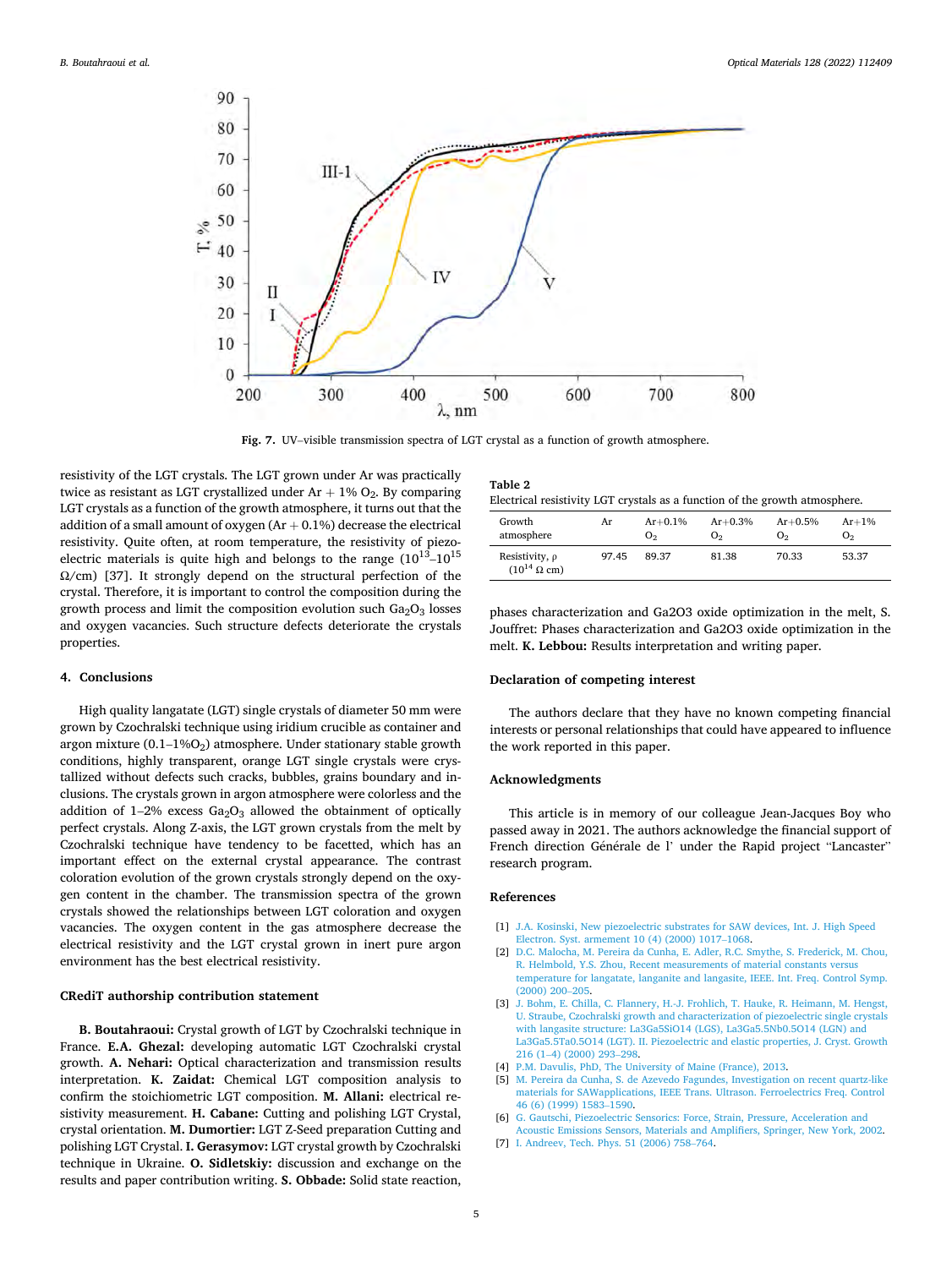Fig. 7. UV–visible transmission spectra of LGT crystal as a function of growth atmosphere.

resistivity of the LGT crystals. The LGT grown under Ar was practically twice as resistant as LGT crystallized under Ar + 1% $O_2$. By comparing LGT crystals as a function of the growth atmosphere, it turns out that the addition of a small amount of oxygen (Ar + 0.1%) decrease the electrical resistivity. Quite often, at room temperature, the resistivity of piezoelectric materials is quite high and belongs to the range ($10^{13}$–$10^{15}$ Ω/cm) [37]. It strongly depend on the structural perfection of the crystal. Therefore, it is important to control the composition during the growth process and limit the composition evolution such $Ga_2O_3$ losses and oxygen vacancies. Such structure defects deteriorate the crystals properties.

**Table 2**
Electrical resistivity LGT crystals as a function of the growth atmosphere.

| Growth atmosphere | Ar | Ar+0.1% $O_2$ | Ar+0.3% $O_2$ | Ar+0.5% $O_2$ | Ar+1% $O_2$ |
|---|---|---|---|---|---|
| Resistivity, ρ ($10^{14}$ Ω cm) | 97.45 | 89.37 | 81.38 | 70.33 | 53.37 |

## 4. Conclusions

High quality langatate (LGT) single crystals of diameter 50 mm were grown by Czochralski technique using iridium crucible as container and argon mixture (0.1–1%$O_2$) atmosphere. Under stationary stable growth conditions, highly transparent, orange LGT single crystals were crystallized without defects such cracks, bubbles, grains boundary and inclusions. The crystals grown in argon atmosphere were colorless and the addition of 1–2% excess $Ga_2O_3$ allowed the obtainment of optically perfect crystals. Along Z-axis, the LGT grown crystals from the melt by Czochralski technique have tendency to be facetted, which has an important effect on the external crystal appearance. The contrast coloration evolution of the grown crystals strongly depend on the oxygen content in the chamber. The transmission spectra of the grown crystals showed the relationships between LGT coloration and oxygen vacancies. The oxygen content in the gas atmosphere decrease the electrical resistivity and the LGT crystal grown in inert pure argon environment has the best electrical resistivity.

## CRediT authorship contribution statement

**B. Boutahraoui:** Crystal growth of LGT by Czochralski technique in France. **E.A. Ghezal:** developing automatic LGT Czochralski crystal growth. **A. Nehari:** Optical characterization and transmission results interpretation. **K. Zaidat:** Chemical LGT composition analysis to confirm the stoichiometric LGT composition. **M. Allani:** electrical resistivity measurement. **H. Cabane:** Cutting and polishing LGT Crystal, crystal orientation. **M. Dumortier:** LGT Z-Seed preparation Cutting and polishing LGT Crystal. **I. Gerasymov:** LGT crystal growth by Czochralski technique in Ukraine. **O. Sidletskiy:** discussion and exchange on the results and paper contribution writing. **S. Obbade:** Solid state reaction, phases characterization and Ga2O3 oxide optimization in the melt, S. Jouffret: Phases characterization and Ga2O3 oxide optimization in the melt. **K. Lebbou:** Results interpretation and writing paper.

## Declaration of competing interest

The authors declare that they have no known competing financial interests or personal relationships that could have appeared to influence the work reported in this paper.

## Acknowledgments

This article is in memory of our colleague Jean-Jacques Boy who passed away in 2021. The authors acknowledge the financial support of French direction Générale de l' under the Rapid project "Lancaster" research program.

## References

[1] J.A. Kosinski, New piezoelectric substrates for SAW devices, Int. J. High Speed Electron. Syst. armement 10 (4) (2000) 1017–1068.
[2] D.C. Malocha, M. Pereira da Cunha, E. Adler, R.C. Smythe, S. Frederick, M. Chou, R. Helmbold, Y.S. Zhou, Recent measurements of material constants versus temperature for langatate, langanite and langasite, IEEE. Int. Freq. Control Symp. (2000) 200–205.
[3] J. Bohm, E. Chilla, C. Flannery, H.-J. Frohlich, T. Hauke, R. Heimann, M. Hengst, U. Straube, Czochralski growth and characterization of piezoelectric single crystals with langasite structure: La3Ga5SiO14 (LGS), La3Ga5.5Nb0.5O14 (LGN) and La3Ga5.5Ta0.5O14 (LGT). II. Piezoelectric and elastic properties, J. Cryst. Growth 216 (1–4) (2000) 293–298.
[4] P.M. Davulis, PhD, The University of Maine (France), 2013.
[5] M. Pereira da Cunha, S. de Azevedo Fagundes, Investigation on recent quartz-like materials for SAWapplications, IEEE Trans. Ultrason. Ferroelectrics Freq. Control 46 (6) (1999) 1583–1590.
[6] G. Gautschi, Piezoelectric Sensorics: Force, Strain, Pressure, Acceleration and Acoustic Emissions Sensors, Materials and Amplifiers, Springer, New York, 2002.
[7] I. Andreev, Tech. Phys. 51 (2006) 758–764.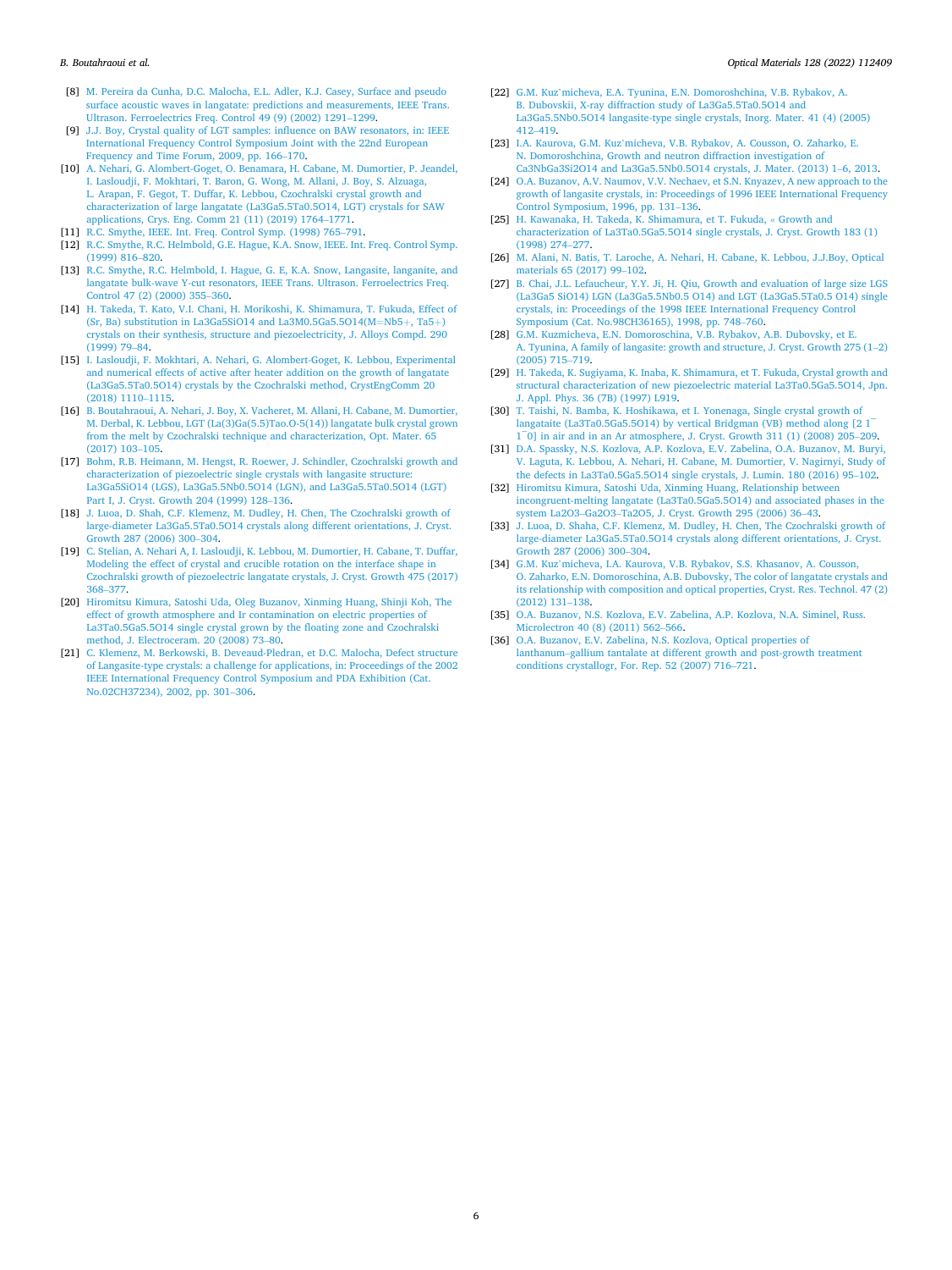[8] M. Pereira da Cunha, D.C. Malocha, E.L. Adler, K.J. Casey, Surface and pseudo surface acoustic waves in langatate: predictions and measurements, IEEE Trans. Ultrason. Ferroelectrics Freq. Control 49 (9) (2002) 1291–1299.

[9] J.J. Boy, Crystal quality of LGT samples: influence on BAW resonators, in: IEEE International Frequency Control Symposium Joint with the 22nd European Frequency and Time Forum, 2009, pp. 166–170.

[10] A. Nehari, G. Alombert-Goget, O. Benamara, H. Cabane, M. Dumortier, P. Jeandel, I. Lasloudji, F. Mokhtari, T. Baron, G. Wong, M. Allani, J. Boy, S. Alzuaga, L. Arapan, F. Gegot, T. Duffar, K. Lebbou, Czochralski crystal growth and characterization of large langatate ($La_3Ga_{5.5}Ta_{0.5}O_{14}$, LGT) crystals for SAW applications, Crys. Eng. Comm 21 (11) (2019) 1764–1771.

[11] R.C. Smythe, IEEE. Int. Freq. Control Symp. (1998) 765–791.

[12] R.C. Smythe, R.C. Helmbold, G.E. Hague, K.A. Snow, IEEE. Int. Freq. Control Symp. (1999) 816–820.

[13] R.C. Smythe, R.C. Helmbold, I. Hague, G. E, K.A. Snow, Langasite, langanite, and langatate bulk-wave Y-cut resonators, IEEE Trans. Ultrason. Ferroelectrics Freq. Control 47 (2) (2000) 355–360.

[14] H. Takeda, T. Kato, V.I. Chani, H. Morikoshi, K. Shimamura, T. Fukuda, Effect of (Sr, Ba) substitution in $La_3Ga_5SiO_{14}$ and $La_3M_{0.5}Ga_{5.5}O_{14}$($M{=}Nb^{5+}$, $Ta^{5+}$) crystals on their synthesis, structure and piezoelectricity, J. Alloys Compd. 290 (1999) 79–84.

[15] I. Lasloudji, F. Mokhtari, A. Nehari, G. Alombert-Goget, K. Lebbou, Experimental and numerical effects of active after heater addition on the growth of langatate ($La_3Ga_{5.5}Ta_{0.5}O_{14}$) crystals by the Czochralski method, CrystEngComm 20 (2018) 1110–1115.

[16] B. Boutahraoui, A. Nehari, J. Boy, X. Vacheret, M. Allani, H. Cabane, M. Dumortier, M. Derbal, K. Lebbou, LGT ($La_{(3)}Ga_{(5.5)}Ta_{o.O\text{-}5(14)}$) langatate bulk crystal grown from the melt by Czochralski technique and characterization, Opt. Mater. 65 (2017) 103–105.

[17] Bohm, R.B. Heimann, M. Hengst, R. Roewer, J. Schindler, Czochralski growth and characterization of piezoelectric single crystals with langasite structure: $La_3Ga_5SiO_{14}$ (LGS), $La_3Ga_{5.5}Nb_{0.5}O_{14}$ (LGN), and $La_3Ga_{5.5}Ta_{0.5}O_{14}$ (LGT) Part I, J. Cryst. Growth 204 (1999) 128–136.

[18] J. Luoa, D. Shah, C.F. Klemenz, M. Dudley, H. Chen, The Czochralski growth of large-diameter $La_3Ga_{5.5}Ta_{0.5}O_{14}$ crystals along different orientations, J. Cryst. Growth 287 (2006) 300–304.

[19] C. Stelian, A. Nehari A, I. Lasloudji, K. Lebbou, M. Dumortier, H. Cabane, T. Duffar, Modeling the effect of crystal and crucible rotation on the interface shape in Czochralski growth of piezoelectric langatate crystals, J. Cryst. Growth 475 (2017) 368–377.

[20] Hiromitsu Kimura, Satoshi Uda, Oleg Buzanov, Xinming Huang, Shinji Koh, The effect of growth atmosphere and Ir contamination on electric properties of $La_3Ta_{0.5}Ga_{5.5}O_{14}$ single crystal grown by the floating zone and Czochralski method, J. Electroceram. 20 (2008) 73–80.

[21] C. Klemenz, M. Berkowski, B. Deveaud-Pledran, et D.C. Malocha, Defect structure of Langasite-type crystals: a challenge for applications, in: Proceedings of the 2002 IEEE International Frequency Control Symposium and PDA Exhibition (Cat. No.02CH37234), 2002, pp. 301–306.

[22] G.M. Kuz`micheva, E.A. Tyunina, E.N. Domoroshchina, V.B. Rybakov, A. B. Dubovskii, X-ray diffraction study of $La_3Ga_{5.5}Ta_{0.5}O_{14}$ and $La_3Ga_{5.5}Nb_{0.5}O_{14}$ langasite-type single crystals, Inorg. Mater. 41 (4) (2005) 412–419.

[23] I.A. Kaurova, G.M. Kuz`micheva, V.B. Rybakov, A. Cousson, O. Zaharko, E. N. Domoroshchina, Growth and neutron diffraction investigation of $Ca_3NbGa_3Si_2O_{14}$ and $La_3Ga_{5.5}Nb_{0.5}O_{14}$ crystals, J. Mater. (2013) 1–6, 2013.

[24] O.A. Buzanov, A.V. Naumov, V.V. Nechaev, et S.N. Knyazev, A new approach to the growth of langasite crystals, in: Proceedings of 1996 IEEE International Frequency Control Symposium, 1996, pp. 131–136.

[25] H. Kawanaka, H. Takeda, K. Shimamura, et T. Fukuda, « Growth and characterization of $La_3Ta_{0.5}Ga_{5.5}O_{14}$ single crystals, J. Cryst. Growth 183 (1) (1998) 274–277.

[26] M. Alani, N. Batis, T. Laroche, A. Nehari, H. Cabane, K. Lebbou, J.J.Boy, Optical materials 65 (2017) 99–102.

[27] B. Chai, J.L. Lefaucheur, Y.Y. Ji, H. Qiu, Growth and evaluation of large size LGS ($La_3Ga_5\ SiO_{14}$) LGN ($La_3Ga_{5.5}Nb_{0.5}\ O_{14}$) and LGT ($La_3Ga_{5.5}Ta_{0.5}\ O_{14}$) single crystals, in: Proceedings of the 1998 IEEE International Frequency Control Symposium (Cat. No.98CH36165), 1998, pp. 748–760.

[28] G.M. Kuzmicheva, E.N. Domoroschina, V.B. Rybakov, A.B. Dubovsky, et E. A. Tyunina, A family of langasite: growth and structure, J. Cryst. Growth 275 (1–2) (2005) 715–719.

[29] H. Takeda, K. Sugiyama, K. Inaba, K. Shimamura, et T. Fukuda, Crystal growth and structural characterization of new piezoelectric material $La_3Ta_{0.5}Ga_{5.5}O_{14}$, Jpn. J. Appl. Phys. 36 (7B) (1997) L919.

[30] T. Taishi, N. Bamba, K. Hoshikawa, et I. Yonenaga, Single crystal growth of langataite ($La_3Ta_{0.5}Ga_{5.5}O_{14}$) by vertical Bridgman (VB) method along [2 $\bar{1}$ $\bar{1}$ 0] in air and in an Ar atmosphere, J. Cryst. Growth 311 (1) (2008) 205–209.

[31] D.A. Spassky, N.S. Kozlova, A.P. Kozlova, E.V. Zabelina, O.A. Buzanov, M. Buryi, V. Laguta, K. Lebbou, A. Nehari, H. Cabane, M. Dumortier, V. Nagirnyi, Study of the defects in $La_3Ta_{0.5}Ga_{5.5}O_{14}$ single crystals, J. Lumin. 180 (2016) 95–102.

[32] Hiromitsu Kimura, Satoshi Uda, Xinming Huang, Relationship between incongruent-melting langatate ($La_3Ta_{0.5}Ga_{5.5}O_{14}$) and associated phases in the system $La_2O_3$–$Ga_2O_3$–$Ta_2O_5$, J. Cryst. Growth 295 (2006) 36–43.

[33] J. Luoa, D. Shaha, C.F. Klemenz, M. Dudley, H. Chen, The Czochralski growth of large-diameter $La_3Ga_{5.5}Ta_{0.5}O_{14}$ crystals along different orientations, J. Cryst. Growth 287 (2006) 300–304.

[34] G.M. Kuz`micheva, I.A. Kaurova, V.B. Rybakov, S.S. Khasanov, A. Cousson, O. Zaharko, E.N. Domoroschina, A.B. Dubovsky, The color of langatate crystals and its relationship with composition and optical properties, Cryst. Res. Technol. 47 (2) (2012) 131–138.

[35] O.A. Buzanov, N.S. Kozlova, E.V. Zabelina, A.P. Kozlova, N.A. Siminel, Russ. Microelectron 40 (8) (2011) 562–566.

[36] O.A. Buzanov, E.V. Zabelina, N.S. Kozlova, Optical properties of lanthanum–gallium tantalate at different growth and post-growth treatment conditions crystallogr, For. Rep. 52 (2007) 716–721.